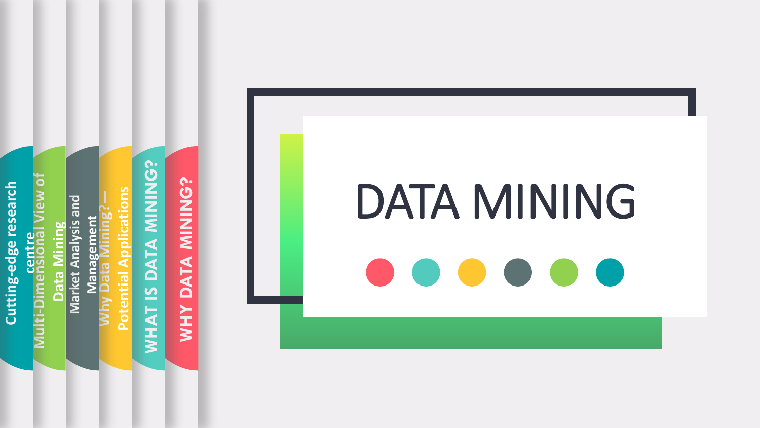# DATA MINING

- WHY DATA MINING?
- WHAT IS DATA MINING?
- Why Data Mining?—Potential Applications
- Market Analysis and Management
- Multi-Dimensional View of Data Mining
- Cutting-edge research centre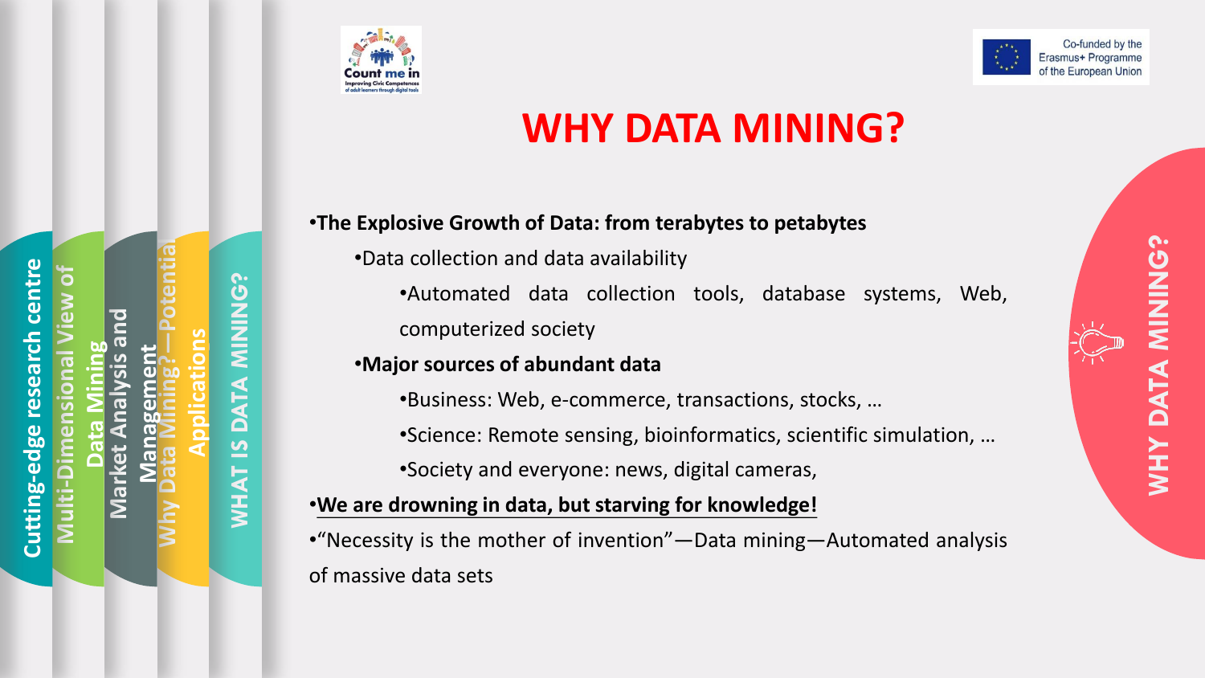# WHY DATA MINING?

- **The Explosive Growth of Data: from terabytes to petabytes**
  - Data collection and data availability
    - Automated data collection tools, database systems, Web, computerized society
  - **Major sources of abundant data**
    - Business: Web, e-commerce, transactions, stocks, …
    - Science: Remote sensing, bioinformatics, scientific simulation, …
    - Society and everyone: news, digital cameras,
- **We are drowning in data, but starving for knowledge!**
- "Necessity is the mother of invention"—Data mining—Automated analysis of massive data sets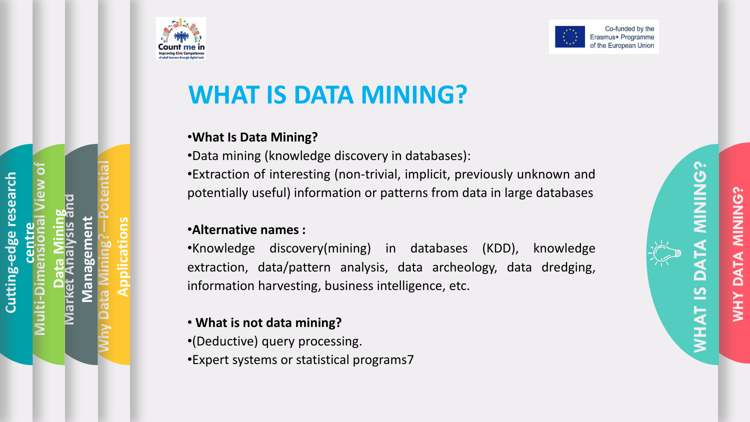# WHAT IS DATA MINING?

- **What Is Data Mining?**
- Data mining (knowledge discovery in databases):
- Extraction of interesting (non-trivial, implicit, previously unknown and potentially useful) information or patterns from data in large databases

- **Alternative names :**
- Knowledge discovery(mining) in databases (KDD), knowledge extraction, data/pattern analysis, data archeology, data dredging, information harvesting, business intelligence, etc.

- **What is not data mining?**
- (Deductive) query processing.
- Expert systems or statistical programs7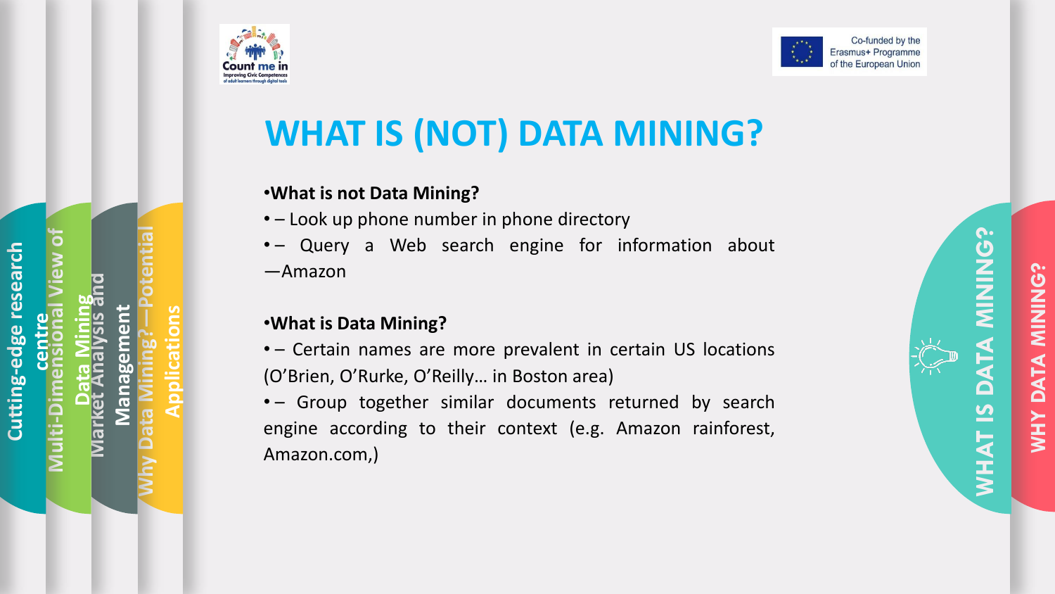# WHAT IS (NOT) DATA MINING?

**What is not Data Mining?**

- – Look up phone number in phone directory
- – Query a Web search engine for information about —Amazon

**What is Data Mining?**

- – Certain names are more prevalent in certain US locations (O'Brien, O'Rurke, O'Reilly… in Boston area)
- – Group together similar documents returned by search engine according to their context (e.g. Amazon rainforest, Amazon.com,)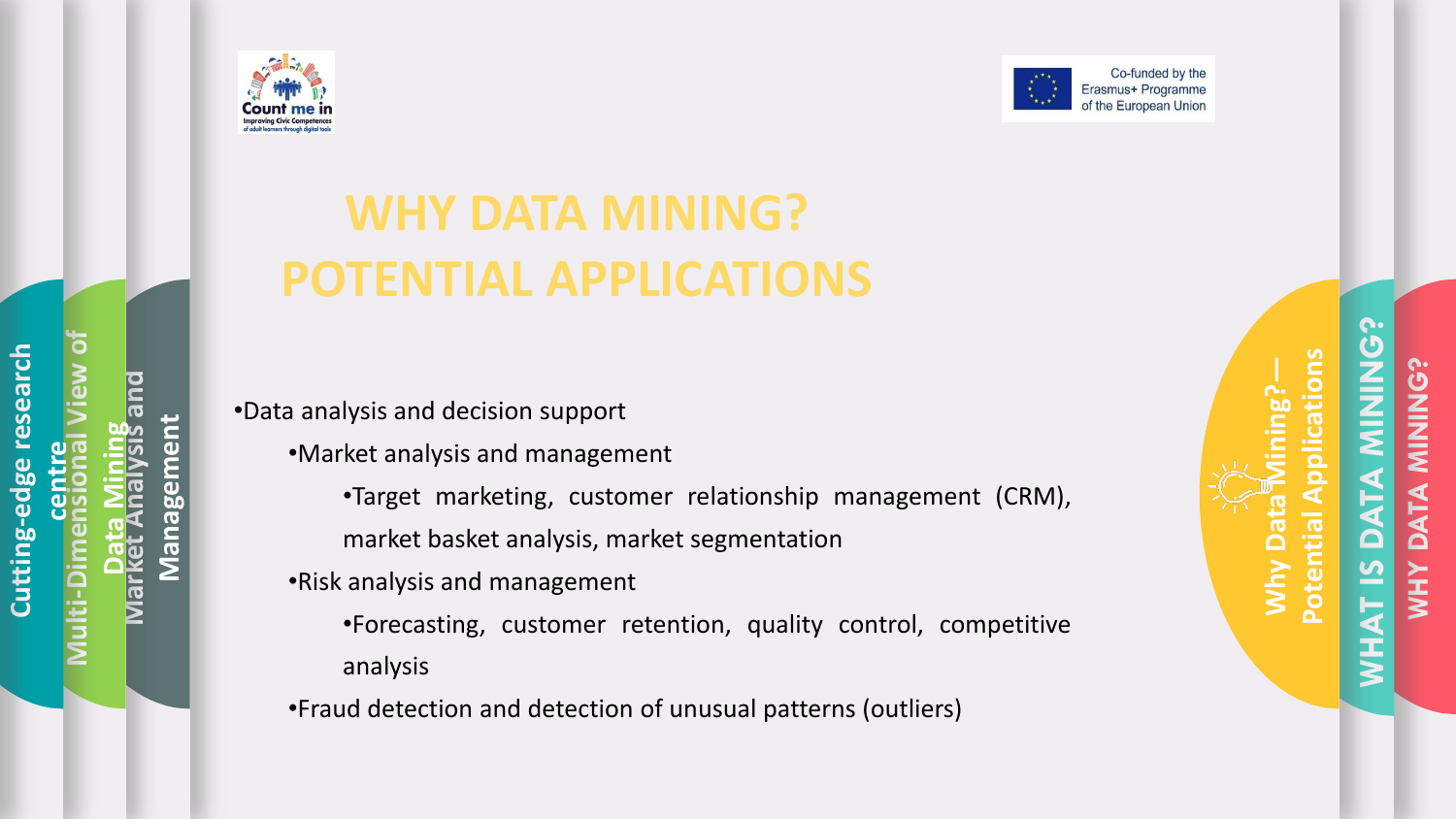# WHY DATA MINING? POTENTIAL APPLICATIONS

- Data analysis and decision support
  - Market analysis and management
    - Target marketing, customer relationship management (CRM), market basket analysis, market segmentation
  - Risk analysis and management
    - Forecasting, customer retention, quality control, competitive analysis
  - Fraud detection and detection of unusual patterns (outliers)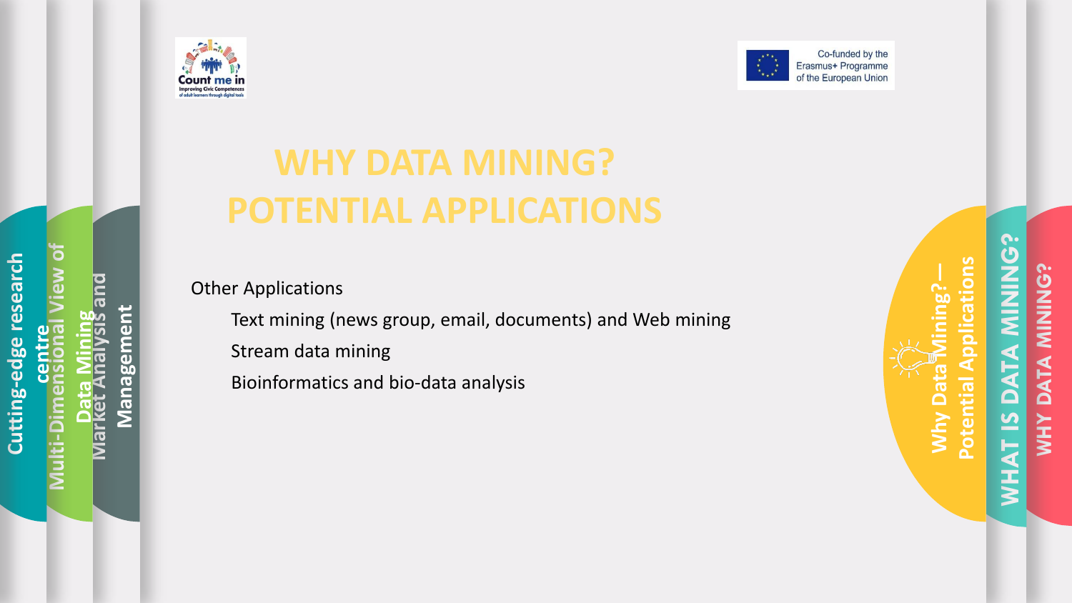# WHY DATA MINING? POTENTIAL APPLICATIONS

Other Applications

- Text mining (news group, email, documents) and Web mining
- Stream data mining
- Bioinformatics and bio-data analysis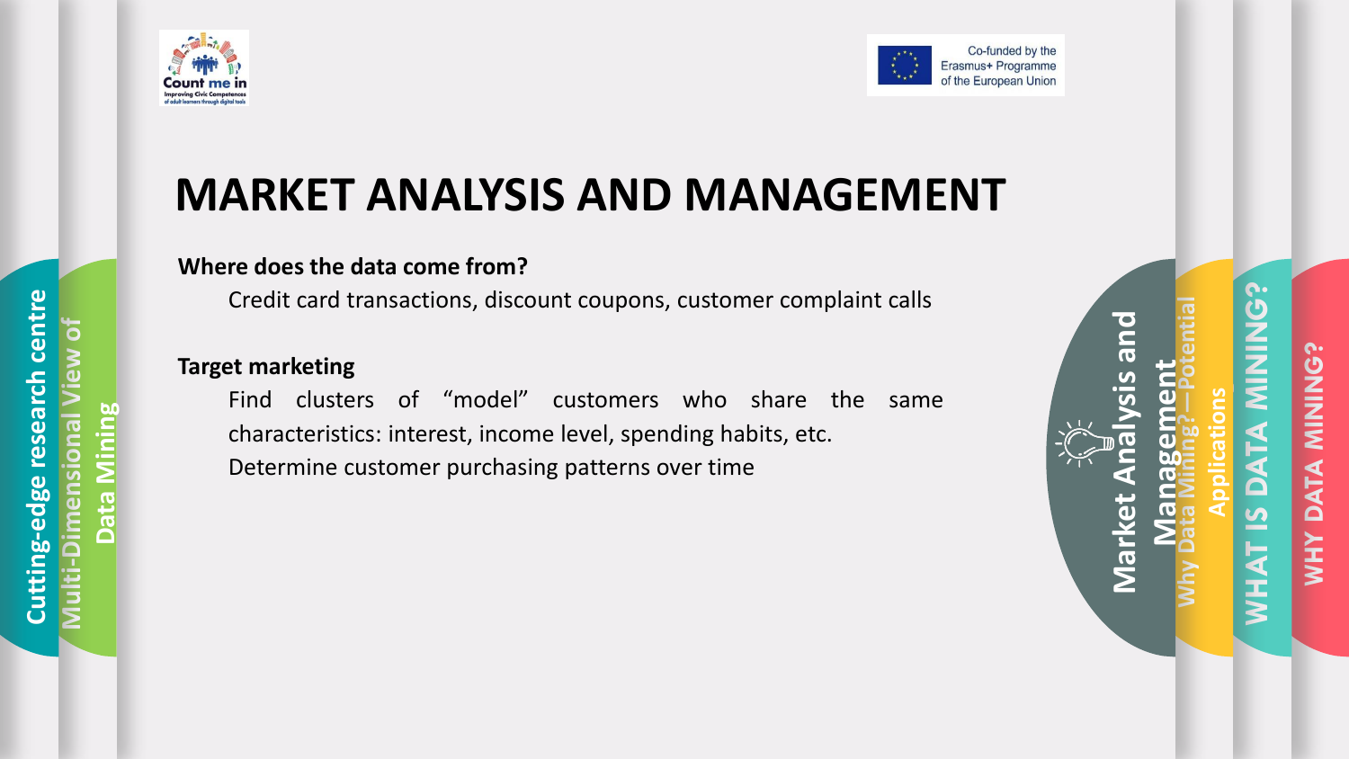# MARKET ANALYSIS AND MANAGEMENT

**Where does the data come from?**

Credit card transactions, discount coupons, customer complaint calls

**Target marketing**

Find clusters of “model” customers who share the same characteristics: interest, income level, spending habits, etc.

Determine customer purchasing patterns over time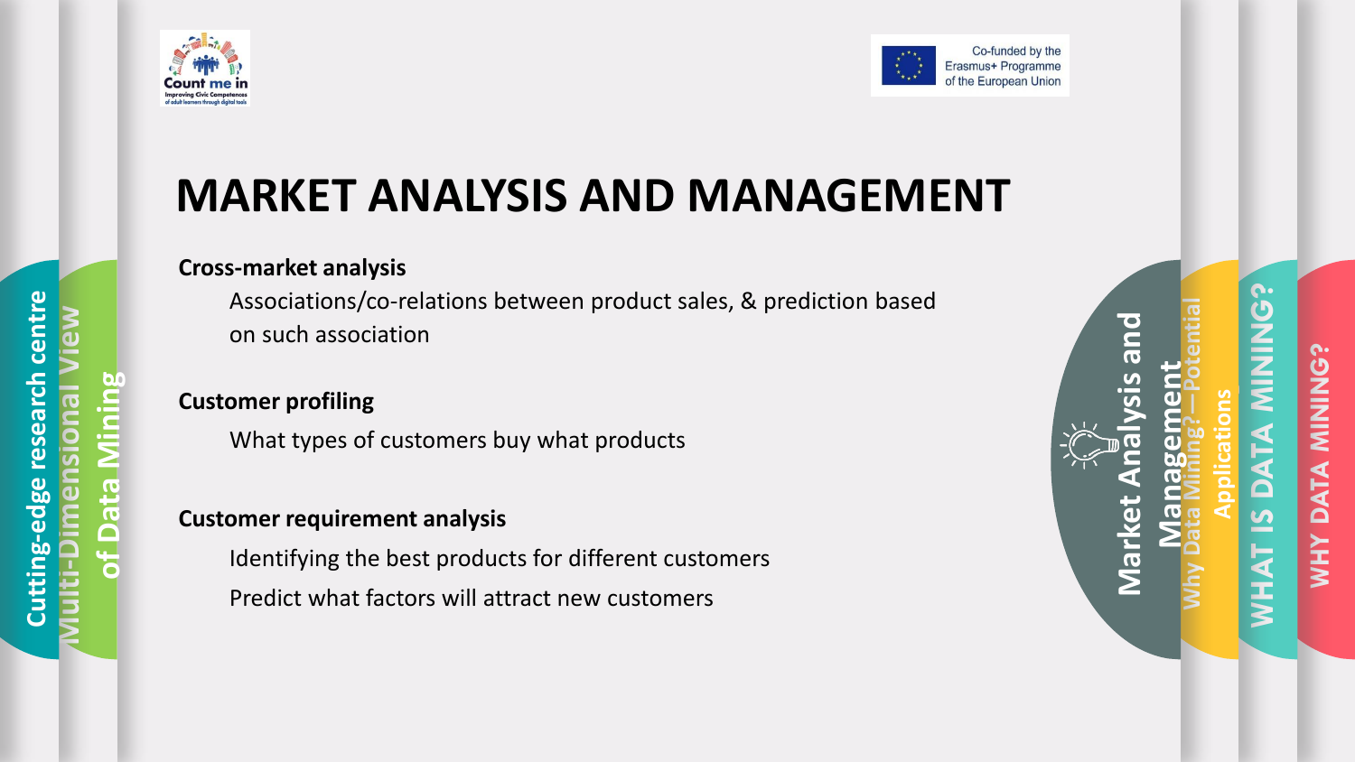# MARKET ANALYSIS AND MANAGEMENT

**Cross-market analysis**

Associations/co-relations between product sales, & prediction based on such association

**Customer profiling**

What types of customers buy what products

**Customer requirement analysis**

Identifying the best products for different customers

Predict what factors will attract new customers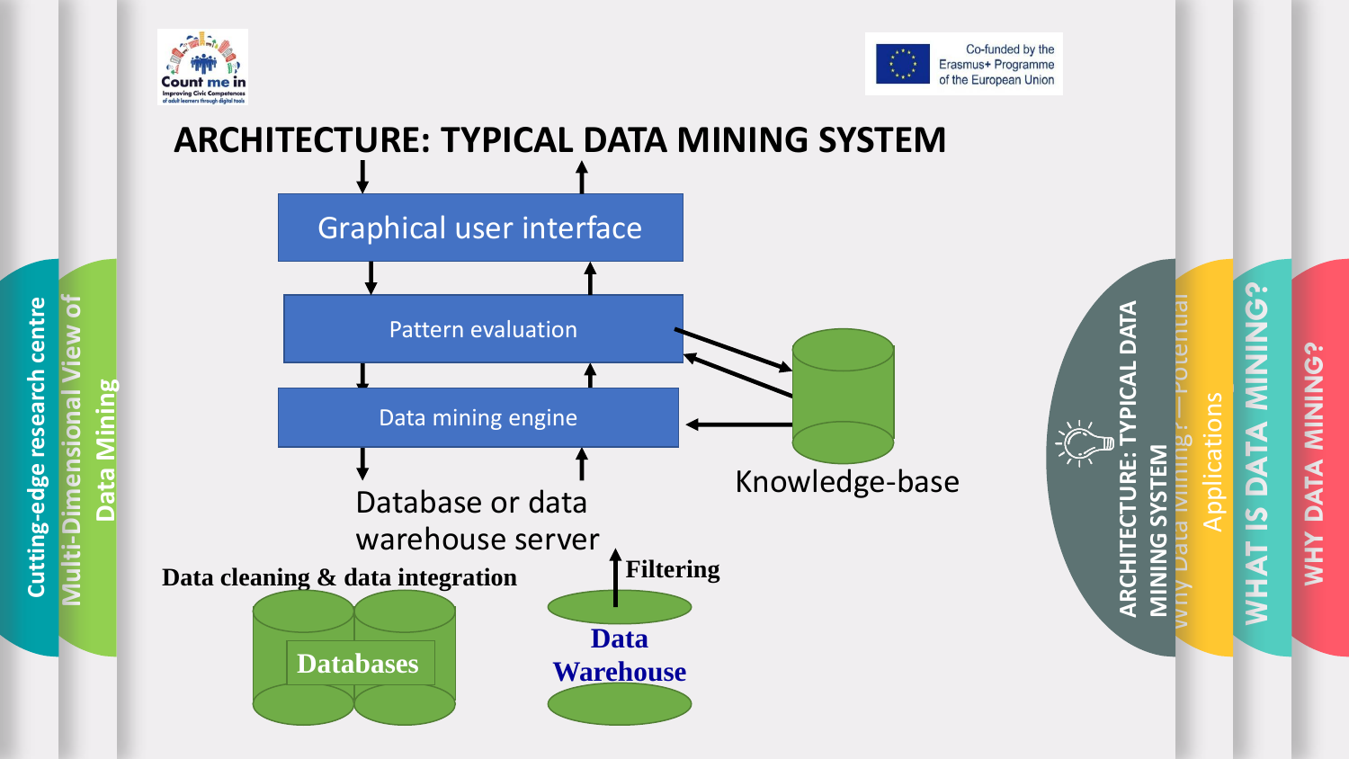# ARCHITECTURE: TYPICAL DATA MINING SYSTEM

Graphical user interface

Pattern evaluation

Data mining engine

Knowledge-base

Database or data warehouse server

Data cleaning & data integration

Filtering

Databases

Data Warehouse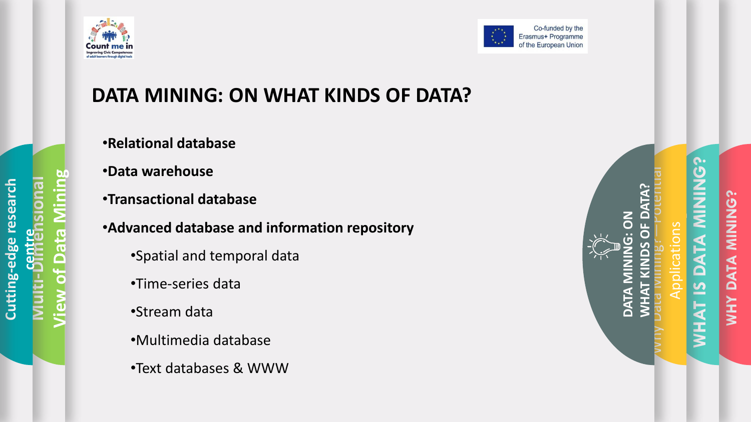# DATA MINING: ON WHAT KINDS OF DATA?

- **Relational database**
- **Data warehouse**
- **Transactional database**
- **Advanced database and information repository**
  - Spatial and temporal data
  - Time-series data
  - Stream data
  - Multimedia database
  - Text databases & WWW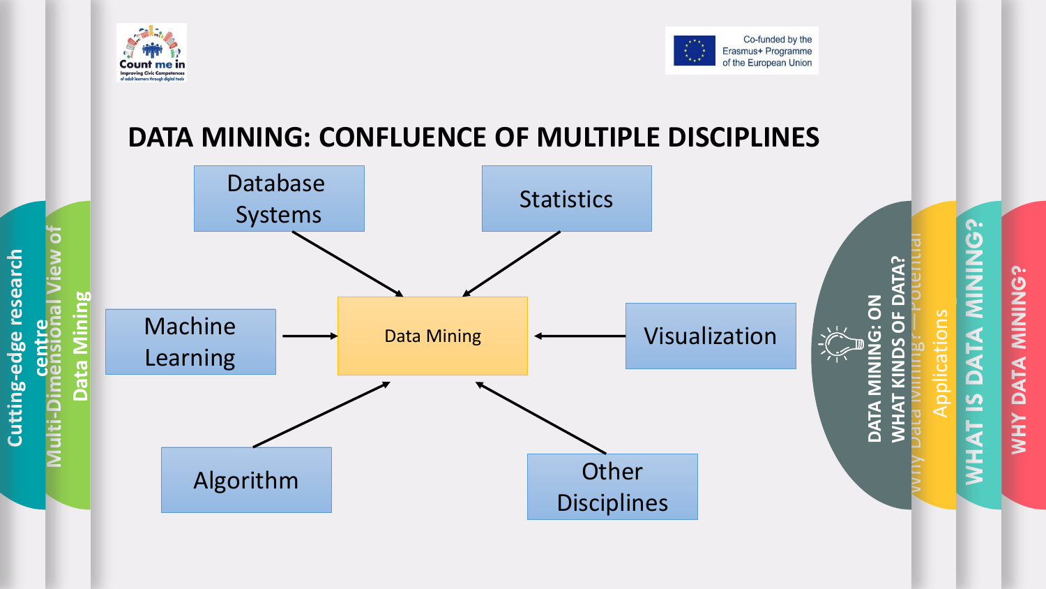# DATA MINING: CONFLUENCE OF MULTIPLE DISCIPLINES

- Database Systems
- Statistics
- Machine Learning
- Data Mining
- Visualization
- Algorithm
- Other Disciplines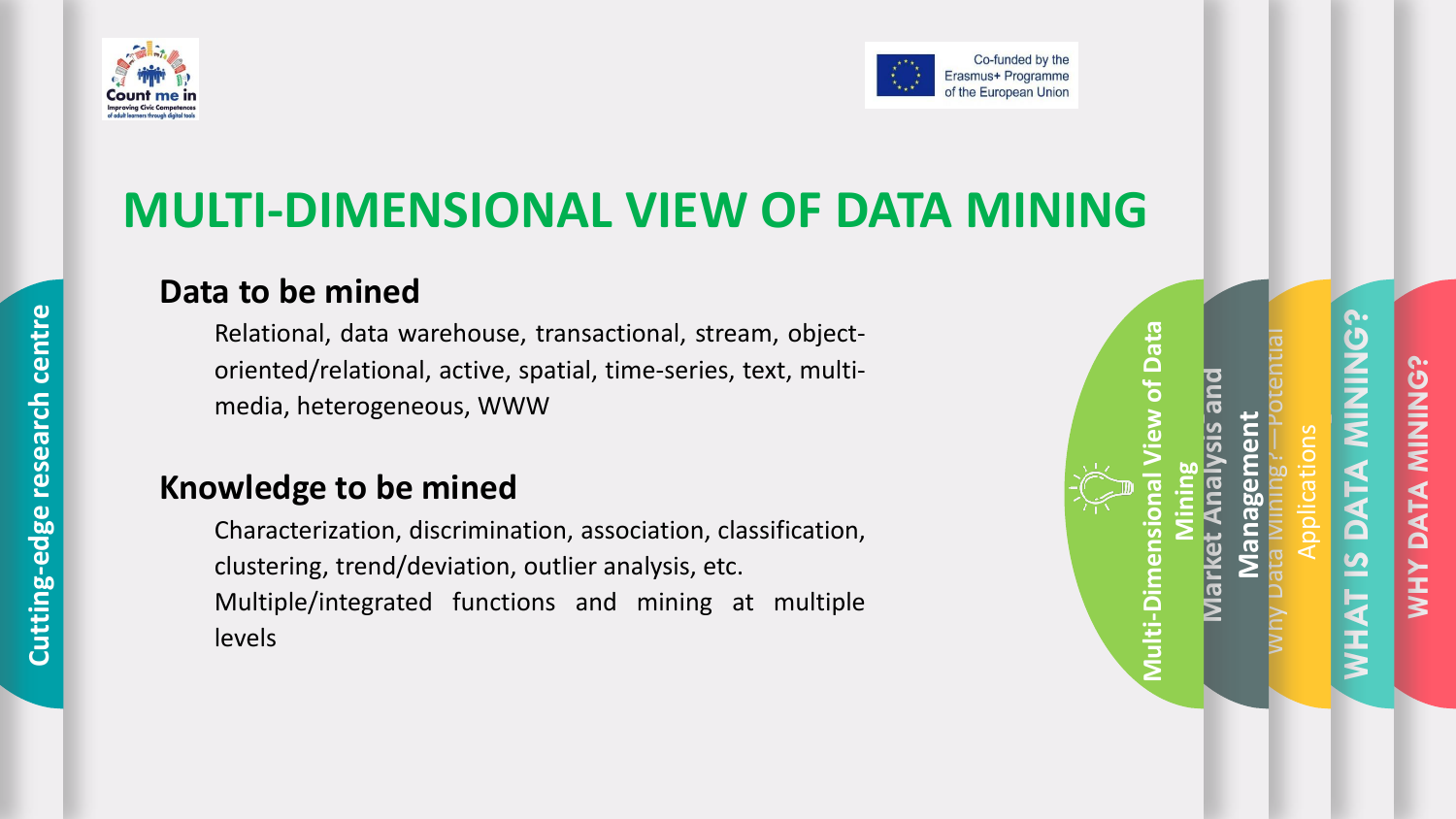# MULTI-DIMENSIONAL VIEW OF DATA MINING

## Data to be mined

Relational, data warehouse, transactional, stream, object-oriented/relational, active, spatial, time-series, text, multi-media, heterogeneous, WWW

## Knowledge to be mined

Characterization, discrimination, association, classification, clustering, trend/deviation, outlier analysis, etc.

Multiple/integrated functions and mining at multiple levels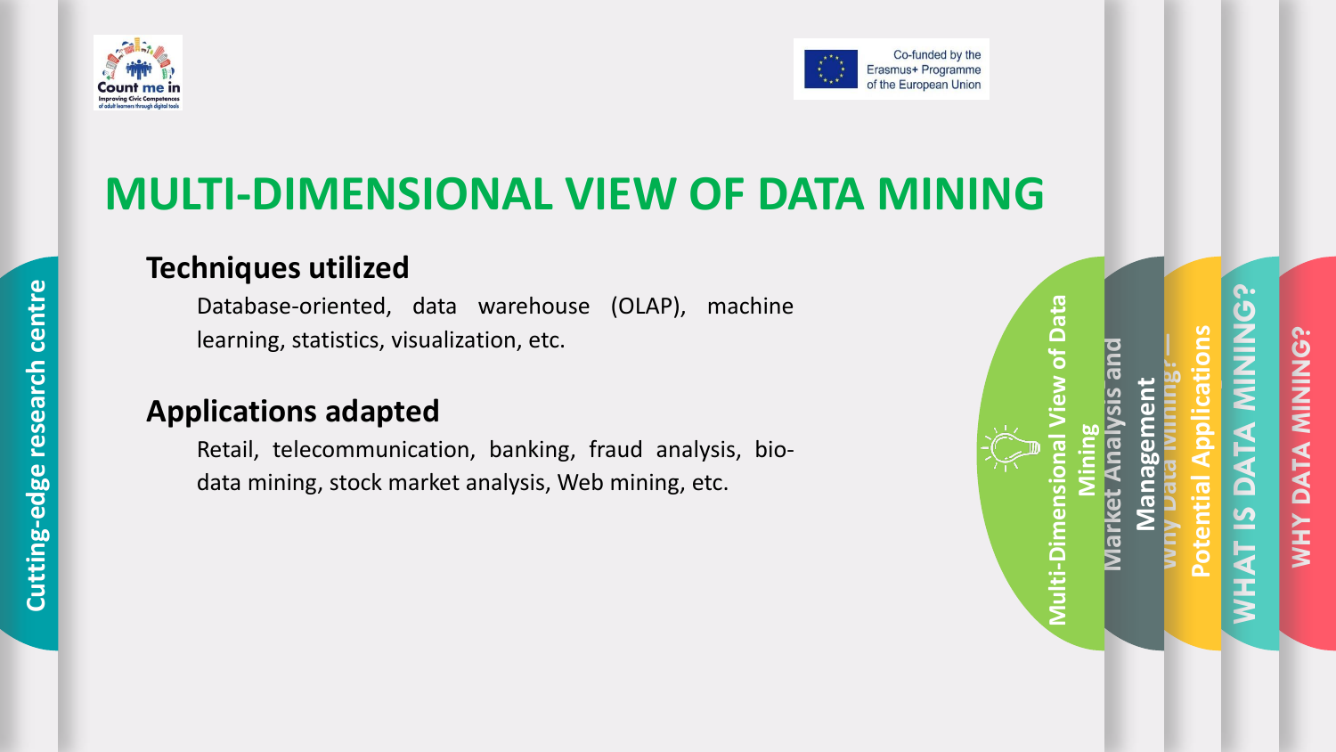# MULTI-DIMENSIONAL VIEW OF DATA MINING

## Techniques utilized

Database-oriented, data warehouse (OLAP), machine learning, statistics, visualization, etc.

## Applications adapted

Retail, telecommunication, banking, fraud analysis, bio-data mining, stock market analysis, Web mining, etc.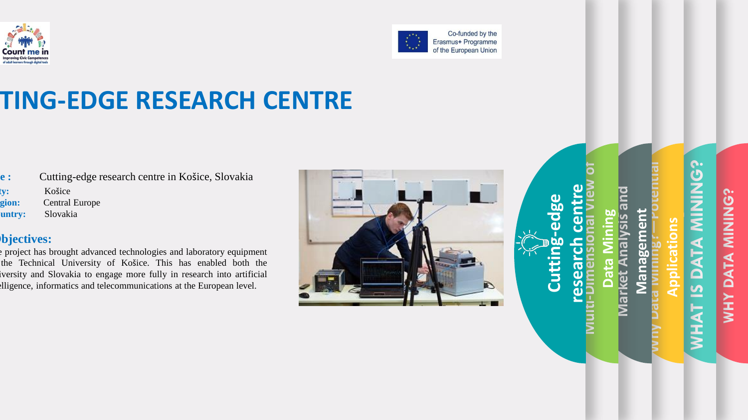# TING-EDGE RESEARCH CENTRE

**e :** Cutting-edge research centre in Košice, Slovakia

**ty:** Košice

**gion:** Central Europe

**untry:** Slovakia

## bjectives:

e project has brought advanced technologies and laboratory equipment the Technical University of Košice. This has enabled both the iversity and Slovakia to engage more fully in research into artificial elligence, informatics and telecommunications at the European level.

Cutting-edge research centre

Multi-Dimensional View of Data Mining

Market Analysis and Management

Why Data Mining?—Potential Applications

WHAT IS DATA MINING?

WHY DATA MINING?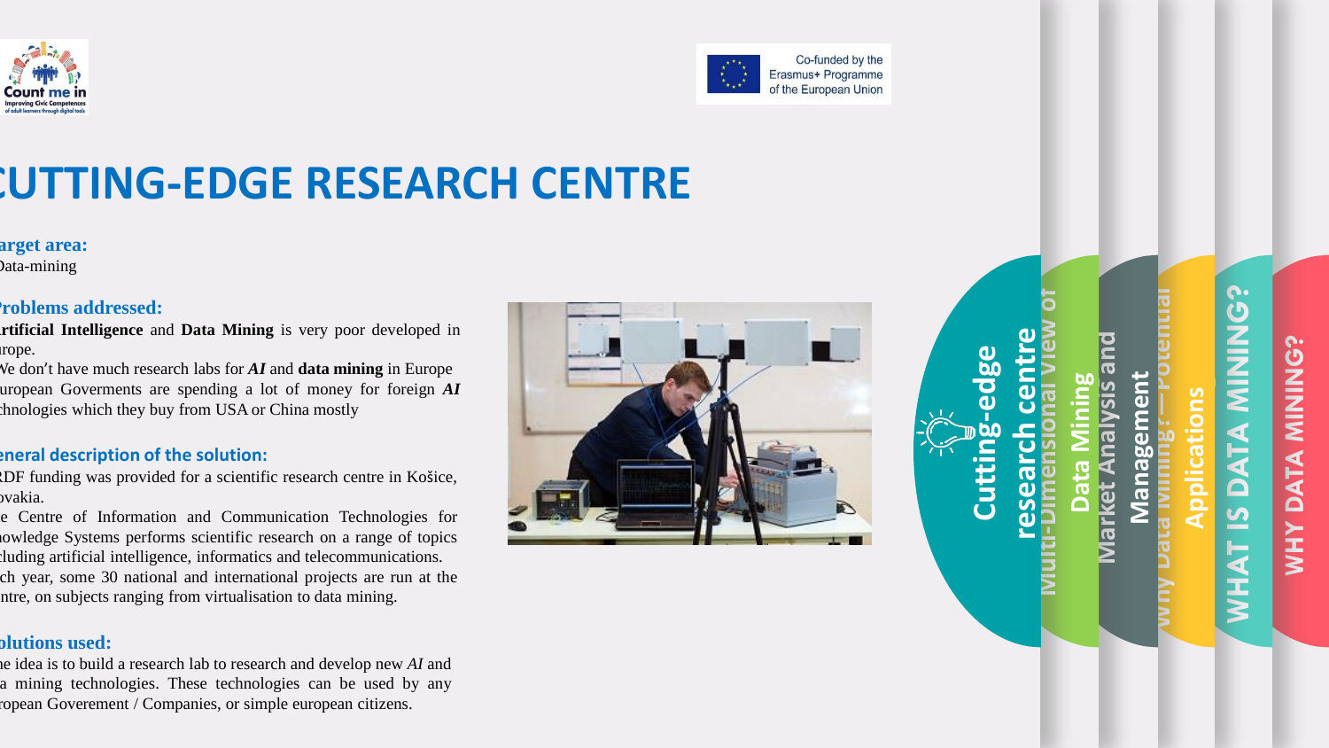# CUTTING-EDGE RESEARCH CENTRE

**arget area:**

Data-mining

**Problems addressed:**

**rtificial Intelligence** and **Data Mining** is very poor developed in urope.

We don't have much research labs for ***AI*** and **data mining** in Europe

uropean Goverments are spending a lot of money for foreign ***AI*** chnologies which they buy from USA or China mostly

**eneral description of the solution:**

RDF funding was provided for a scientific research centre in Košice, ovakia.

e Centre of Information and Communication Technologies for nowledge Systems performs scientific research on a range of topics cluding artificial intelligence, informatics and telecommunications. ch year, some 30 national and international projects are run at the ntre, on subjects ranging from virtualisation to data mining.

**olutions used:**

he idea is to build a research lab to research and develop new *AI* and a mining technologies. These technologies can be used by any ropean Goverement / Companies, or simple european citizens.

Cutting-edge research centre

Multi-Dimensional View of Data Mining

Market Analysis and Management

Why Data Mining?—Potential Applications

WHAT IS DATA MINING?

WHY DATA MINING?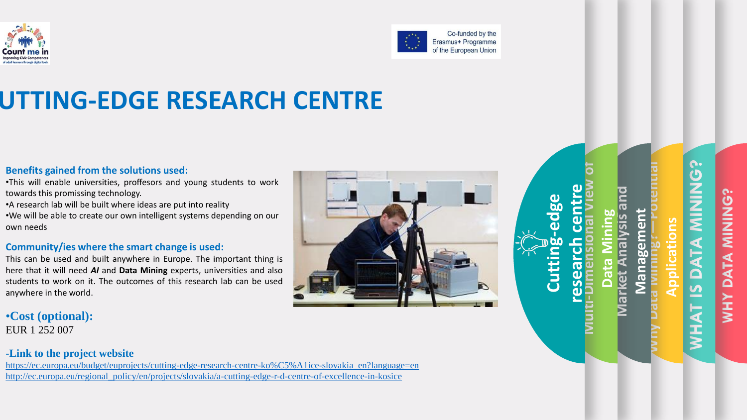# UTTING-EDGE RESEARCH CENTRE

**Benefits gained from the solutions used:**

- This will enable universities, proffesors and young students to work towards this promising technology.
- A research lab will be built where ideas are put into reality
- We will be able to create our own intelligent systems depending on our own needs

**Community/ies where the smart change is used:**

This can be used and built anywhere in Europe. The important thing is here that it will need ***AI*** and **Data Mining** experts, universities and also students to work on it. The outcomes of this research lab can be used anywhere in the world.

**•Cost (optional):**
EUR 1 252 007

**-Link to the project website**
https://ec.europa.eu/budget/euprojects/cutting-edge-research-centre-ko%C5%A1ice-slovakia_en?language=en
http://ec.europa.eu/regional_policy/en/projects/slovakia/a-cutting-edge-r-d-centre-of-excellence-in-kosice

Cutting-edge research centre

Multi-Dimensional View of Data Mining

Market Analysis and Management

Why Data Mining?—Potential Applications

WHAT IS DATA MINING?

WHY DATA MINING?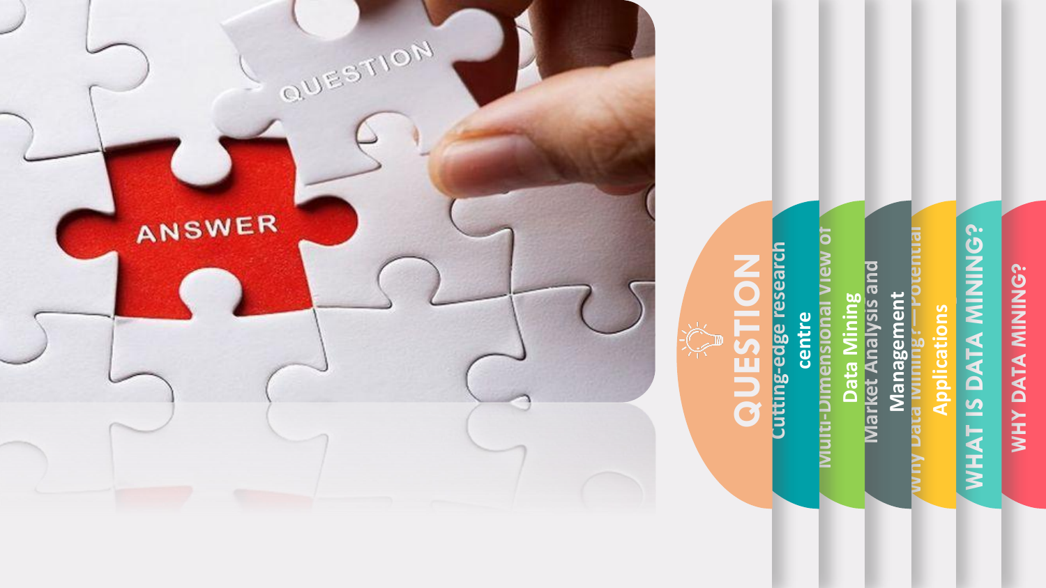# QUESTION

- Cutting-edge research centre
- Multi-Dimensional View of Data Mining
- Market Analysis and Management
- Why Data Mining?—Potential Applications
- WHAT IS DATA MINING?
- WHY DATA MINING?